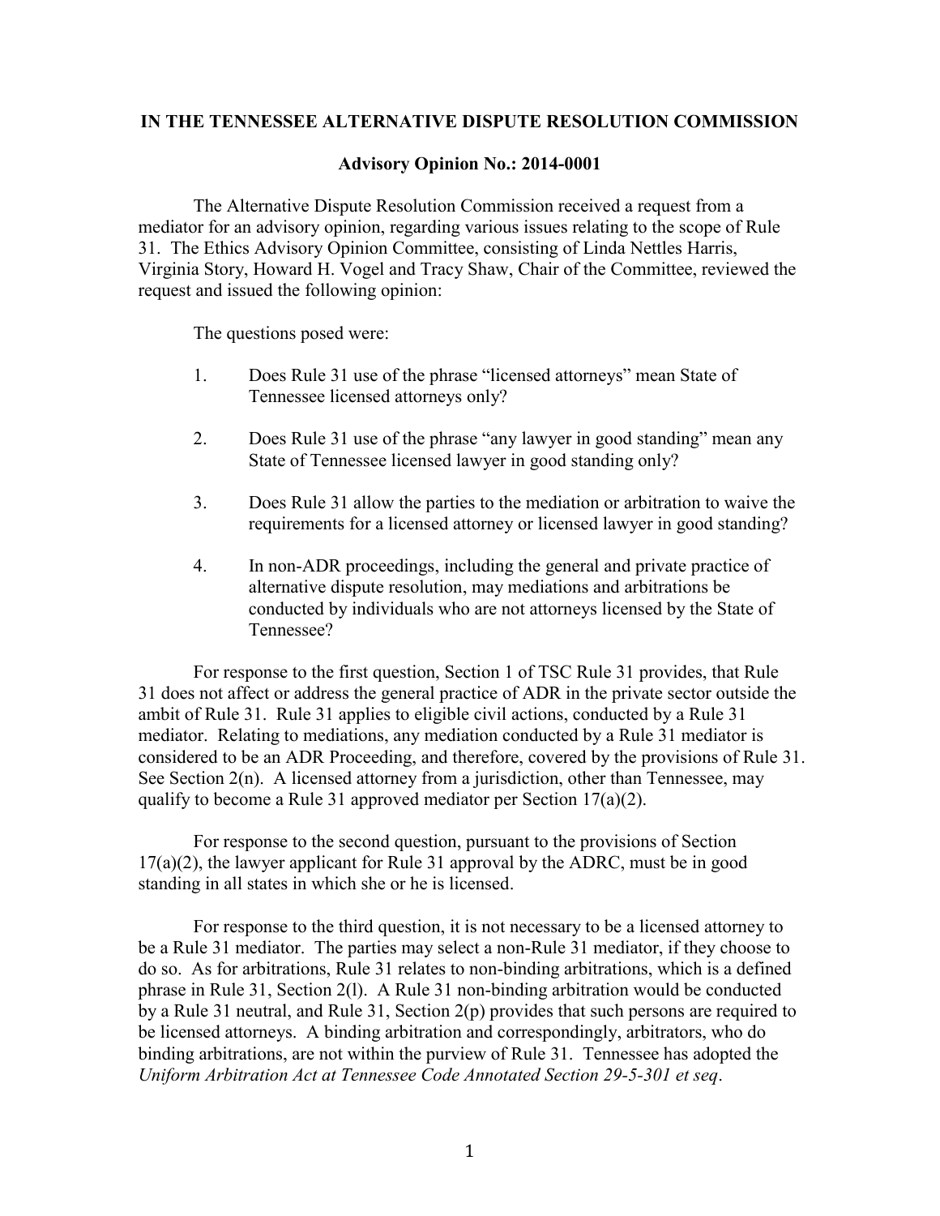**IN THE TENNESSEE ALTERNATIVE DISPUTE RESOLUTION COMMISSION**

**Advisory Opinion No.: 2014-0001**

The Alternative Dispute Resolution Commission received a request from a mediator for an advisory opinion, regarding various issues relating to the scope of Rule 31. The Ethics Advisory Opinion Committee, consisting of Linda Nettles Harris, Virginia Story, Howard H. Vogel and Tracy Shaw, Chair of the Committee, reviewed the request and issued the following opinion:

The questions posed were:

1. Does Rule 31 use of the phrase "licensed attorneys" mean State of Tennessee licensed attorneys only?

2. Does Rule 31 use of the phrase "any lawyer in good standing" mean any State of Tennessee licensed lawyer in good standing only?

3. Does Rule 31 allow the parties to the mediation or arbitration to waive the requirements for a licensed attorney or licensed lawyer in good standing?

4. In non-ADR proceedings, including the general and private practice of alternative dispute resolution, may mediations and arbitrations be conducted by individuals who are not attorneys licensed by the State of Tennessee?

For response to the first question, Section 1 of TSC Rule 31 provides, that Rule 31 does not affect or address the general practice of ADR in the private sector outside the ambit of Rule 31. Rule 31 applies to eligible civil actions, conducted by a Rule 31 mediator. Relating to mediations, any mediation conducted by a Rule 31 mediator is considered to be an ADR Proceeding, and therefore, covered by the provisions of Rule 31. See Section 2(n). A licensed attorney from a jurisdiction, other than Tennessee, may qualify to become a Rule 31 approved mediator per Section 17(a)(2).

For response to the second question, pursuant to the provisions of Section 17(a)(2), the lawyer applicant for Rule 31 approval by the ADRC, must be in good standing in all states in which she or he is licensed.

For response to the third question, it is not necessary to be a licensed attorney to be a Rule 31 mediator. The parties may select a non-Rule 31 mediator, if they choose to do so. As for arbitrations, Rule 31 relates to non-binding arbitrations, which is a defined phrase in Rule 31, Section 2(l). A Rule 31 non-binding arbitration would be conducted by a Rule 31 neutral, and Rule 31, Section 2(p) provides that such persons are required to be licensed attorneys. A binding arbitration and correspondingly, arbitrators, who do binding arbitrations, are not within the purview of Rule 31. Tennessee has adopted the *Uniform Arbitration Act at Tennessee Code Annotated Section 29-5-301 et seq*.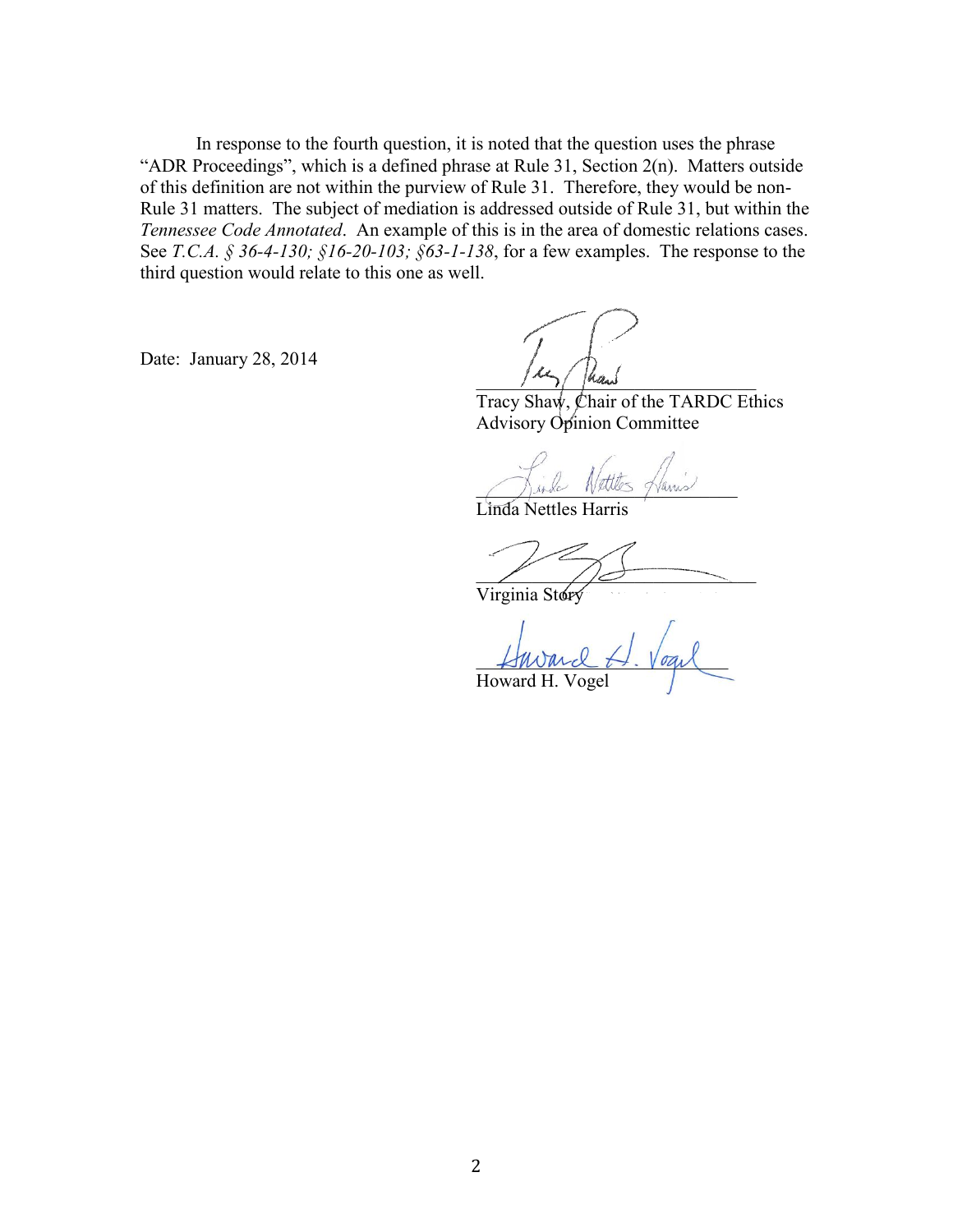In response to the fourth question, it is noted that the question uses the phrase "ADR Proceedings", which is a defined phrase at Rule 31, Section 2(n). Matters outside of this definition are not within the purview of Rule 31. Therefore, they would be non-Rule 31 matters. The subject of mediation is addressed outside of Rule 31, but within the *Tennessee Code Annotated*. An example of this is in the area of domestic relations cases. See *T.C.A. § 36-4-130; §16-20-103; §63-1-138*, for a few examples. The response to the third question would relate to this one as well.

Date: January 28, 2014

Tracy Shaw, Chair of the TARDC Ethics Advisory Opinion Committee

Linda Nettles Harris

Virginia Story

Howard H. Vogel